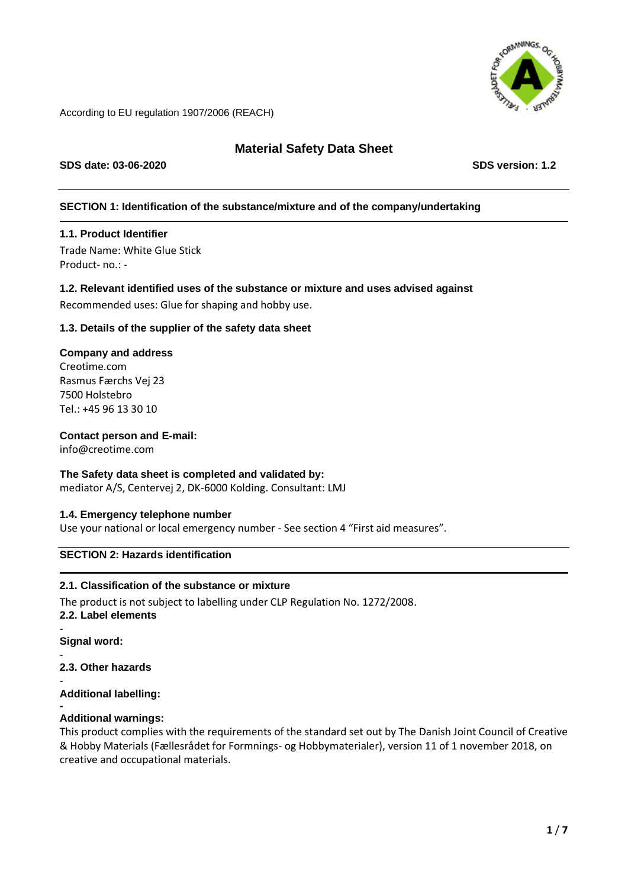According to EU regulation 1907/2006 (REACH)

# Material Safety Data Sheet

**SDS date: 03-06-2020** **SDS version: 1.2**

## SECTION 1: Identification of the substance/mixture and of the company/undertaking

### 1.1. Product Identifier

Trade Name: White Glue Stick
Product- no.: -

### 1.2. Relevant identified uses of the substance or mixture and uses advised against

Recommended uses: Glue for shaping and hobby use.

### 1.3. Details of the supplier of the safety data sheet

**Company and address**
Creotime.com
Rasmus Færchs Vej 23
7500 Holstebro
Tel.: +45 96 13 30 10

**Contact person and E-mail:**
info@creotime.com

**The Safety data sheet is completed and validated by:**
mediator A/S, Centervej 2, DK-6000 Kolding. Consultant: LMJ

### 1.4. Emergency telephone number

Use your national or local emergency number - See section 4 "First aid measures".

## SECTION 2: Hazards identification

### 2.1. Classification of the substance or mixture

The product is not subject to labelling under CLP Regulation No. 1272/2008.

### 2.2. Label elements

-

**Signal word:**

-

### 2.3. Other hazards

-

**Additional labelling:**

-

**Additional warnings:**

This product complies with the requirements of the standard set out by The Danish Joint Council of Creative & Hobby Materials (Fællesrådet for Formnings- og Hobbymaterialer), version 11 of 1 november 2018, on creative and occupational materials.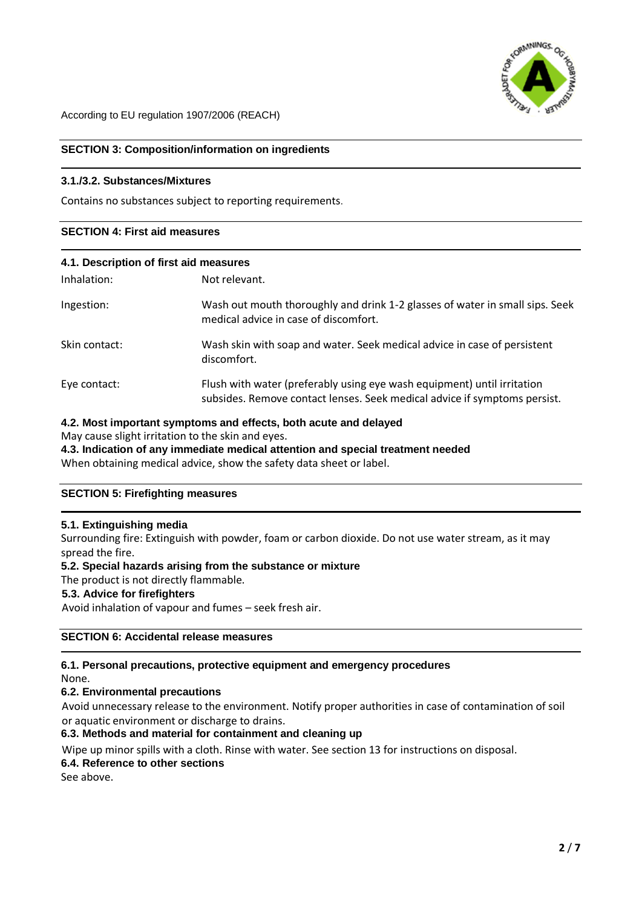## SECTION 3: Composition/information on ingredients

### 3.1./3.2. Substances/Mixtures

Contains no substances subject to reporting requirements.

## SECTION 4: First aid measures

### 4.1. Description of first aid measures

| | |
|---|---|
| Inhalation: | Not relevant. |
| Ingestion: | Wash out mouth thoroughly and drink 1-2 glasses of water in small sips. Seek medical advice in case of discomfort. |
| Skin contact: | Wash skin with soap and water. Seek medical advice in case of persistent discomfort. |
| Eye contact: | Flush with water (preferably using eye wash equipment) until irritation subsides. Remove contact lenses. Seek medical advice if symptoms persist. |

### 4.2. Most important symptoms and effects, both acute and delayed

May cause slight irritation to the skin and eyes.

### 4.3. Indication of any immediate medical attention and special treatment needed

When obtaining medical advice, show the safety data sheet or label.

## SECTION 5: Firefighting measures

### 5.1. Extinguishing media

Surrounding fire: Extinguish with powder, foam or carbon dioxide. Do not use water stream, as it may spread the fire.

### 5.2. Special hazards arising from the substance or mixture

The product is not directly flammable.

### 5.3. Advice for firefighters

Avoid inhalation of vapour and fumes – seek fresh air.

## SECTION 6: Accidental release measures

### 6.1. Personal precautions, protective equipment and emergency procedures

None.

### 6.2. Environmental precautions

Avoid unnecessary release to the environment. Notify proper authorities in case of contamination of soil or aquatic environment or discharge to drains.

### 6.3. Methods and material for containment and cleaning up

Wipe up minor spills with a cloth. Rinse with water. See section 13 for instructions on disposal.

### 6.4. Reference to other sections

See above.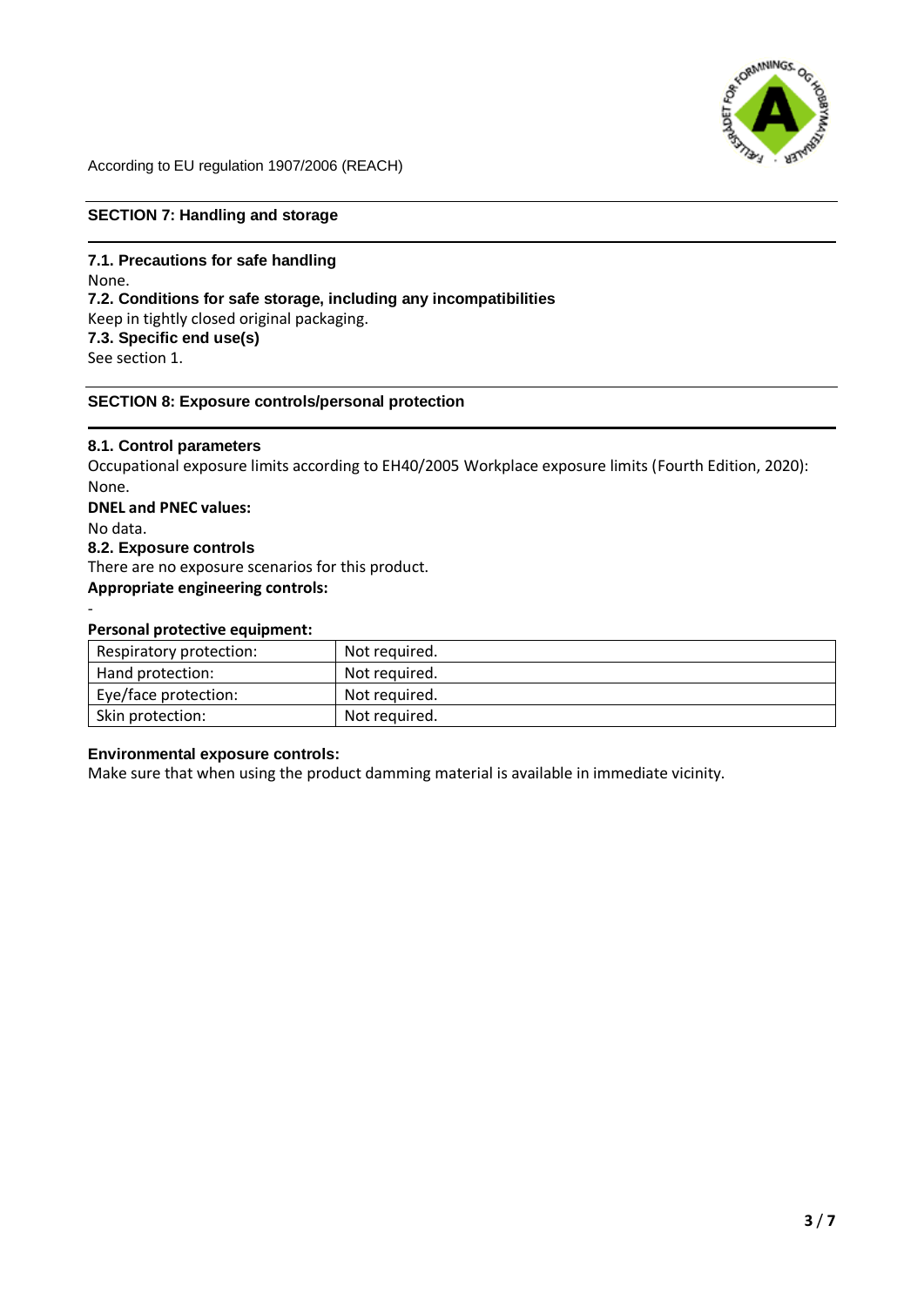According to EU regulation 1907/2006 (REACH)

## SECTION 7: Handling and storage

### 7.1. Precautions for safe handling

None.

### 7.2. Conditions for safe storage, including any incompatibilities

Keep in tightly closed original packaging.

### 7.3. Specific end use(s)

See section 1.

## SECTION 8: Exposure controls/personal protection

### 8.1. Control parameters

Occupational exposure limits according to EH40/2005 Workplace exposure limits (Fourth Edition, 2020): None.

**DNEL and PNEC values:**

No data.

### 8.2. Exposure controls

There are no exposure scenarios for this product.

**Appropriate engineering controls:**

-

**Personal protective equipment:**

| Respiratory protection: | Not required. |
| --- | --- |
| Hand protection: | Not required. |
| Eye/face protection: | Not required. |
| Skin protection: | Not required. |

**Environmental exposure controls:**

Make sure that when using the product damming material is available in immediate vicinity.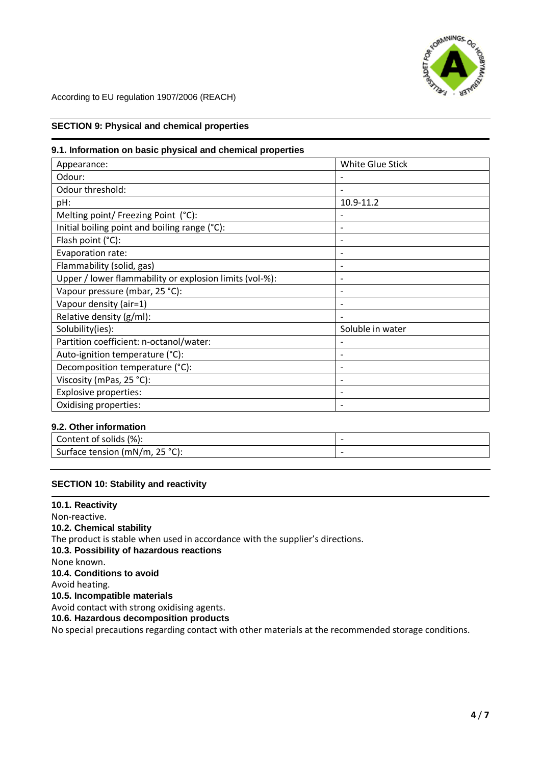According to EU regulation 1907/2006 (REACH)

## SECTION 9: Physical and chemical properties

### 9.1. Information on basic physical and chemical properties

| Property | Value |
|---|---|
| Appearance: | White Glue Stick |
| Odour: | - |
| Odour threshold: | - |
| pH: | 10.9-11.2 |
| Melting point/ Freezing Point (°C): | - |
| Initial boiling point and boiling range (°C): | - |
| Flash point (°C): | - |
| Evaporation rate: | - |
| Flammability (solid, gas) | - |
| Upper / lower flammability or explosion limits (vol-%): | - |
| Vapour pressure (mbar, 25 °C): | - |
| Vapour density (air=1) | - |
| Relative density (g/ml): | - |
| Solubility(ies): | Soluble in water |
| Partition coefficient: n-octanol/water: | - |
| Auto-ignition temperature (°C): | - |
| Decomposition temperature (°C): | - |
| Viscosity (mPas, 25 °C): | - |
| Explosive properties: | - |
| Oxidising properties: | - |

### 9.2. Other information

| Property | Value |
|---|---|
| Content of solids (%): | - |
| Surface tension (mN/m, 25 °C): | - |

## SECTION 10: Stability and reactivity

**10.1. Reactivity**
Non-reactive.

**10.2. Chemical stability**
The product is stable when used in accordance with the supplier's directions.

**10.3. Possibility of hazardous reactions**
None known.

**10.4. Conditions to avoid**
Avoid heating.

**10.5. Incompatible materials**
Avoid contact with strong oxidising agents.

**10.6. Hazardous decomposition products**
No special precautions regarding contact with other materials at the recommended storage conditions.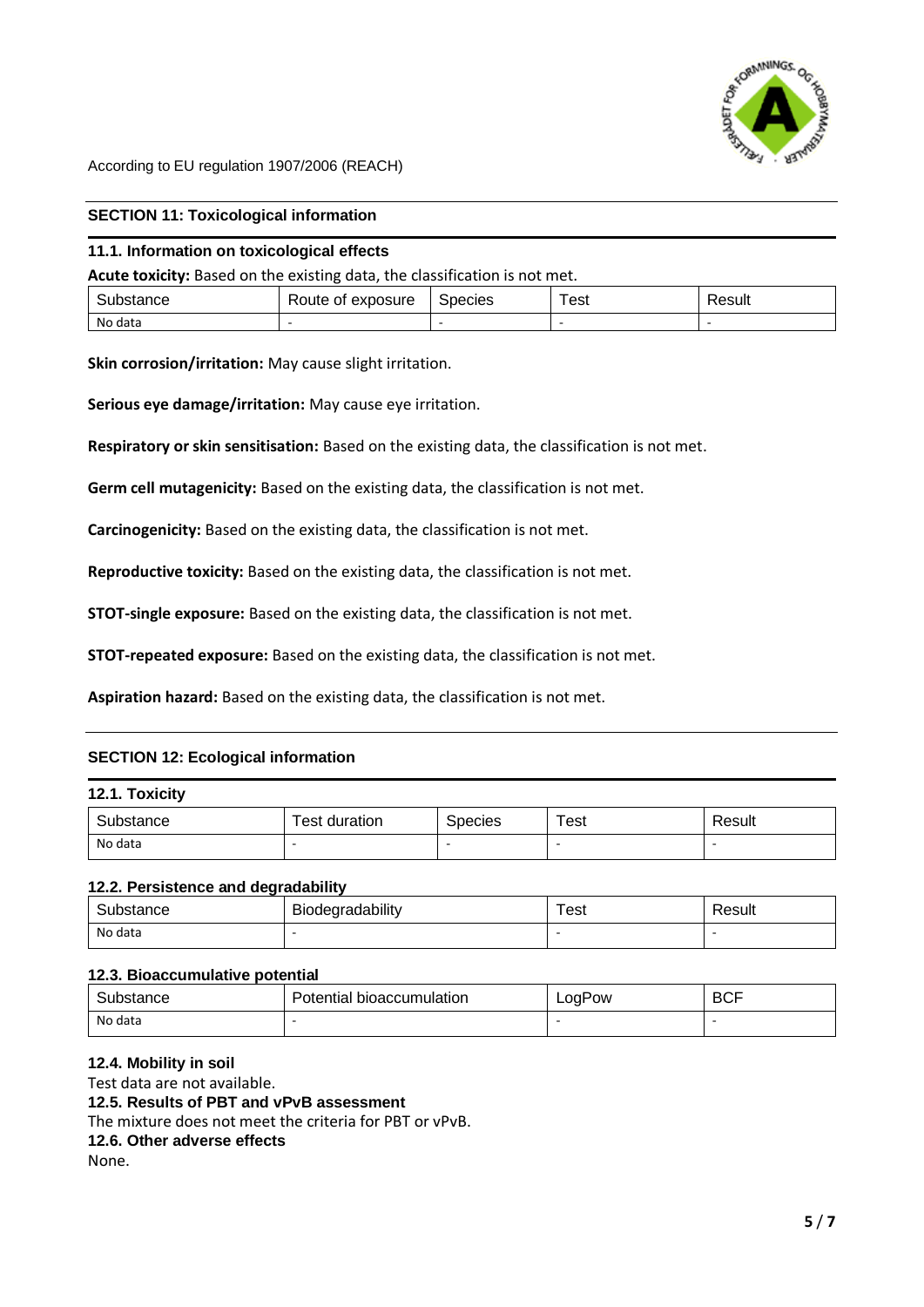According to EU regulation 1907/2006 (REACH)

## SECTION 11: Toxicological information

### 11.1. Information on toxicological effects

**Acute toxicity:** Based on the existing data, the classification is not met.

| Substance | Route of exposure | Species | Test | Result |
|---|---|---|---|---|
| No data | - | - | - | - |

**Skin corrosion/irritation:** May cause slight irritation.

**Serious eye damage/irritation:** May cause eye irritation.

**Respiratory or skin sensitisation:** Based on the existing data, the classification is not met.

**Germ cell mutagenicity:** Based on the existing data, the classification is not met.

**Carcinogenicity:** Based on the existing data, the classification is not met.

**Reproductive toxicity:** Based on the existing data, the classification is not met.

**STOT-single exposure:** Based on the existing data, the classification is not met.

**STOT-repeated exposure:** Based on the existing data, the classification is not met.

**Aspiration hazard:** Based on the existing data, the classification is not met.

## SECTION 12: Ecological information

### 12.1. Toxicity

| Substance | Test duration | Species | Test | Result |
|---|---|---|---|---|
| No data | - | - | - | - |

### 12.2. Persistence and degradability

| Substance | Biodegradability | Test | Result |
|---|---|---|---|
| No data | - | - | - |

### 12.3. Bioaccumulative potential

| Substance | Potential bioaccumulation | LogPow | BCF |
|---|---|---|---|
| No data | - | - | - |

### 12.4. Mobility in soil

Test data are not available.

### 12.5. Results of PBT and vPvB assessment

The mixture does not meet the criteria for PBT or vPvB.

### 12.6. Other adverse effects

None.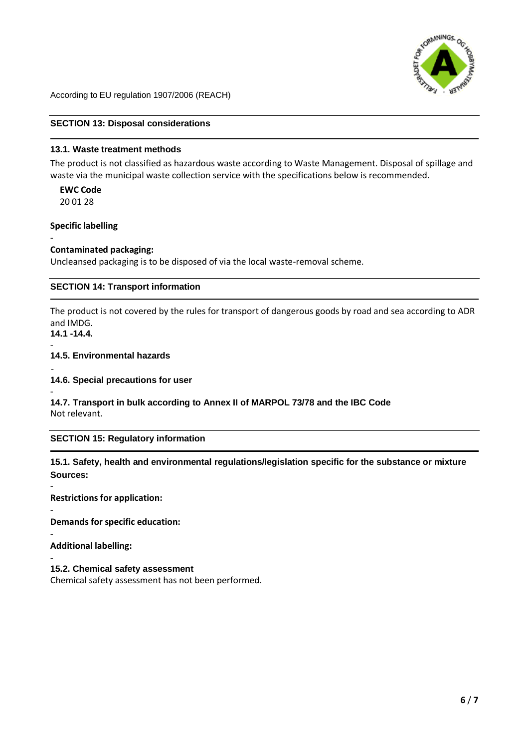## SECTION 13: Disposal considerations

### 13.1. Waste treatment methods

The product is not classified as hazardous waste according to Waste Management. Disposal of spillage and waste via the municipal waste collection service with the specifications below is recommended.

**EWC Code**
20 01 28

**Specific labelling**

-

**Contaminated packaging:**
Uncleansed packaging is to be disposed of via the local waste-removal scheme.

## SECTION 14: Transport information

The product is not covered by the rules for transport of dangerous goods by road and sea according to ADR and IMDG.

**14.1 -14.4.**

-

**14.5. Environmental hazards**

-

**14.6. Special precautions for user**

-

**14.7. Transport in bulk according to Annex II of MARPOL 73/78 and the IBC Code**
Not relevant.

## SECTION 15: Regulatory information

### 15.1. Safety, health and environmental regulations/legislation specific for the substance or mixture

**Sources:**

-

**Restrictions for application:**

-

**Demands for specific education:**

-

**Additional labelling:**

-

### 15.2. Chemical safety assessment

Chemical safety assessment has not been performed.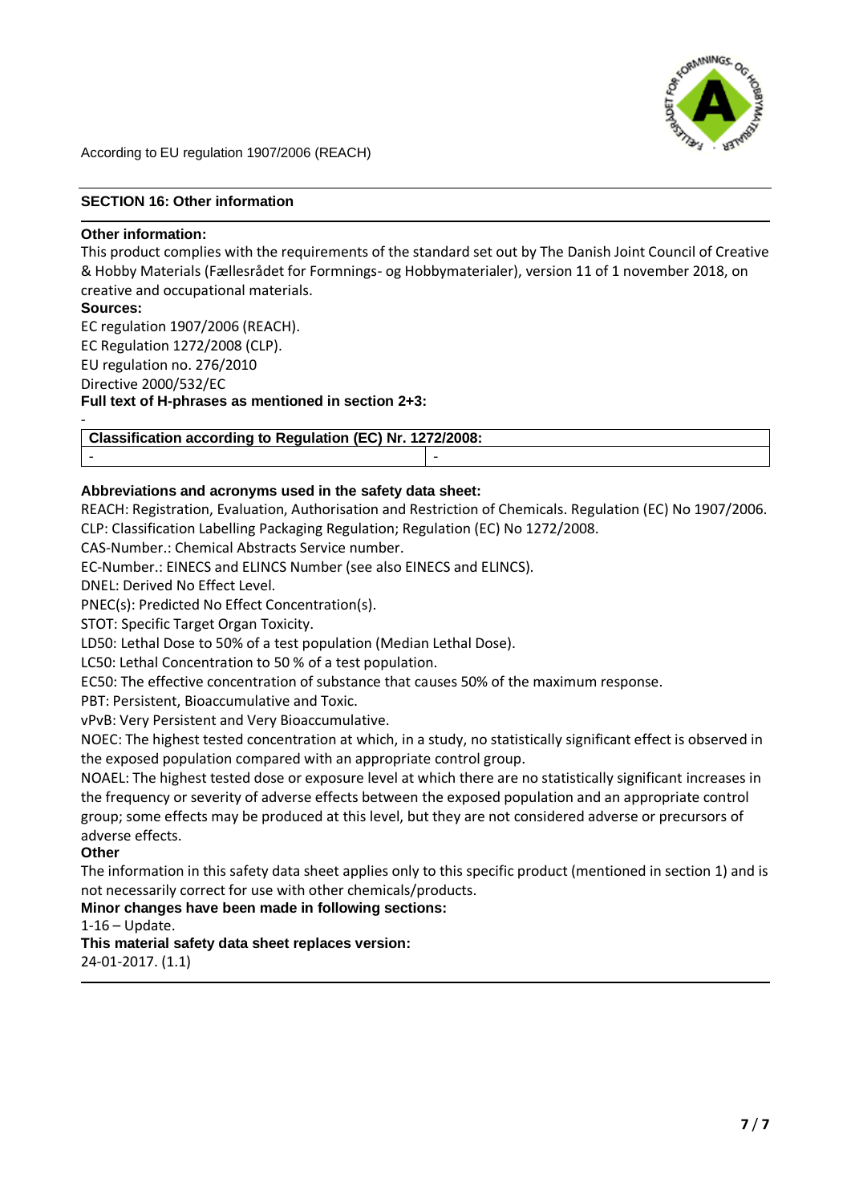According to EU regulation 1907/2006 (REACH)

## SECTION 16: Other information

**Other information:**

This product complies with the requirements of the standard set out by The Danish Joint Council of Creative & Hobby Materials (Fællesrådet for Formnings- og Hobbymaterialer), version 11 of 1 november 2018, on creative and occupational materials.

**Sources:**

EC regulation 1907/2006 (REACH).
EC Regulation 1272/2008 (CLP).
EU regulation no. 276/2010
Directive 2000/532/EC

**Full text of H-phrases as mentioned in section 2+3:**

-

| **Classification according to Regulation (EC) Nr. 1272/2008:** | |
|---|---|
| - | - |

**Abbreviations and acronyms used in the safety data sheet:**

REACH: Registration, Evaluation, Authorisation and Restriction of Chemicals. Regulation (EC) No 1907/2006.
CLP: Classification Labelling Packaging Regulation; Regulation (EC) No 1272/2008.
CAS-Number.: Chemical Abstracts Service number.
EC-Number.: EINECS and ELINCS Number (see also EINECS and ELINCS).
DNEL: Derived No Effect Level.
PNEC(s): Predicted No Effect Concentration(s).
STOT: Specific Target Organ Toxicity.
LD50: Lethal Dose to 50% of a test population (Median Lethal Dose).
LC50: Lethal Concentration to 50 % of a test population.
EC50: The effective concentration of substance that causes 50% of the maximum response.
PBT: Persistent, Bioaccumulative and Toxic.
vPvB: Very Persistent and Very Bioaccumulative.
NOEC: The highest tested concentration at which, in a study, no statistically significant effect is observed in the exposed population compared with an appropriate control group.
NOAEL: The highest tested dose or exposure level at which there are no statistically significant increases in the frequency or severity of adverse effects between the exposed population and an appropriate control group; some effects may be produced at this level, but they are not considered adverse or precursors of adverse effects.

**Other**

The information in this safety data sheet applies only to this specific product (mentioned in section 1) and is not necessarily correct for use with other chemicals/products.

**Minor changes have been made in following sections:**

1-16 – Update.

**This material safety data sheet replaces version:**

24-01-2017. (1.1)